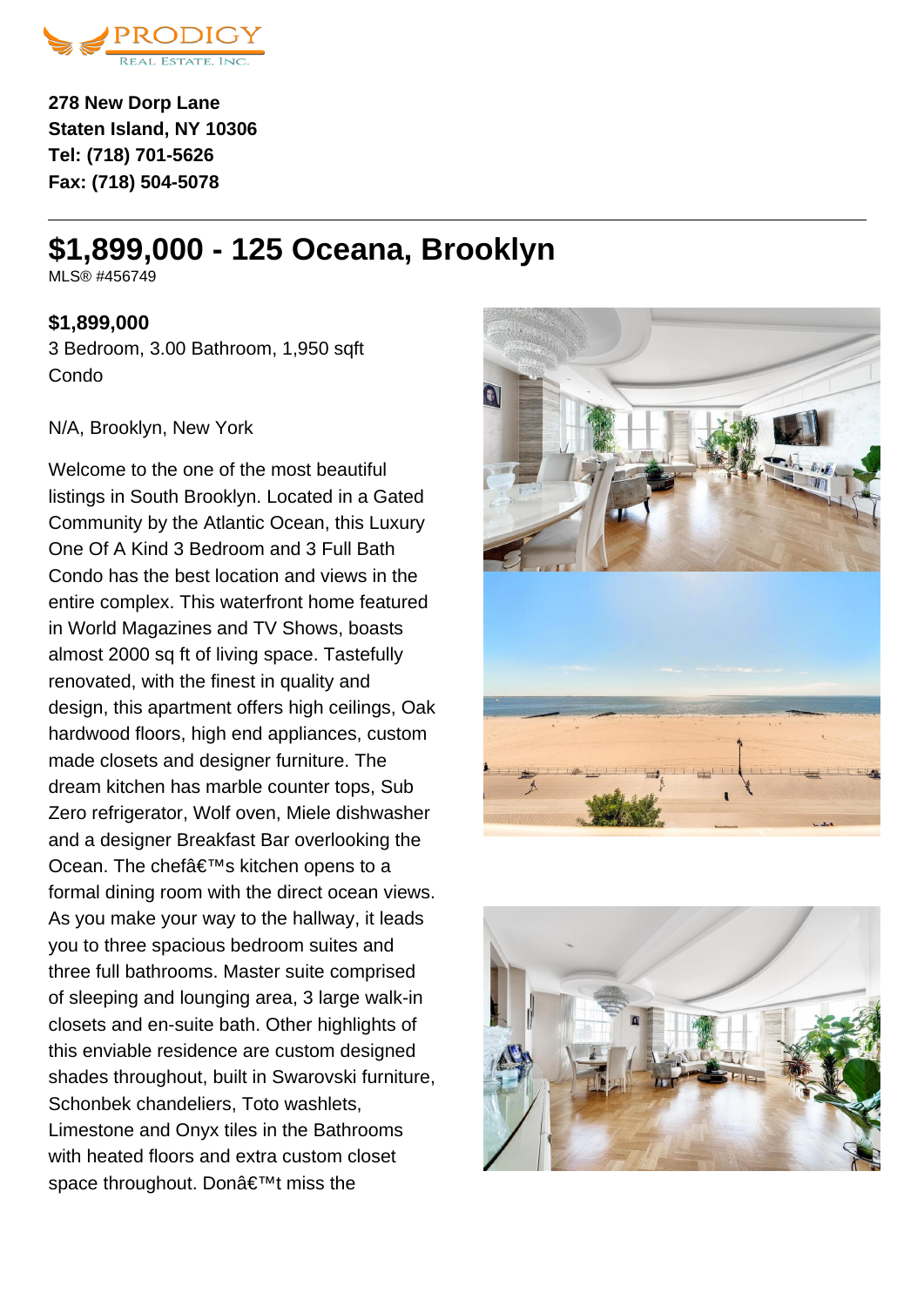278 New Dorp Lane
Staten Island, NY 10306
Tel: (718) 701-5626
Fax: (718) 504-5078

# $1,899,000 - 125 Oceana, Brooklyn

MLS® #456749

**$1,899,000**

3 Bedroom, 3.00 Bathroom, 1,950 sqft
Condo

N/A, Brooklyn, New York

Welcome to the one of the most beautiful listings in South Brooklyn. Located in a Gated Community by the Atlantic Ocean, this Luxury One Of A Kind 3 Bedroom and 3 Full Bath Condo has the best location and views in the entire complex. This waterfront home featured in World Magazines and TV Shows, boasts almost 2000 sq ft of living space. Tastefully renovated, with the finest in quality and design, this apartment offers high ceilings, Oak hardwood floors, high end appliances, custom made closets and designer furniture. The dream kitchen has marble counter tops, Sub Zero refrigerator, Wolf oven, Miele dishwasher and a designer Breakfast Bar overlooking the Ocean. The chefâ€™s kitchen opens to a formal dining room with the direct ocean views. As you make your way to the hallway, it leads you to three spacious bedroom suites and three full bathrooms. Master suite comprised of sleeping and lounging area, 3 large walk-in closets and en-suite bath. Other highlights of this enviable residence are custom designed shades throughout, built in Swarovski furniture, Schonbek chandeliers, Toto washlets, Limestone and Onyx tiles in the Bathrooms with heated floors and extra custom closet space throughout. Donâ€™t miss the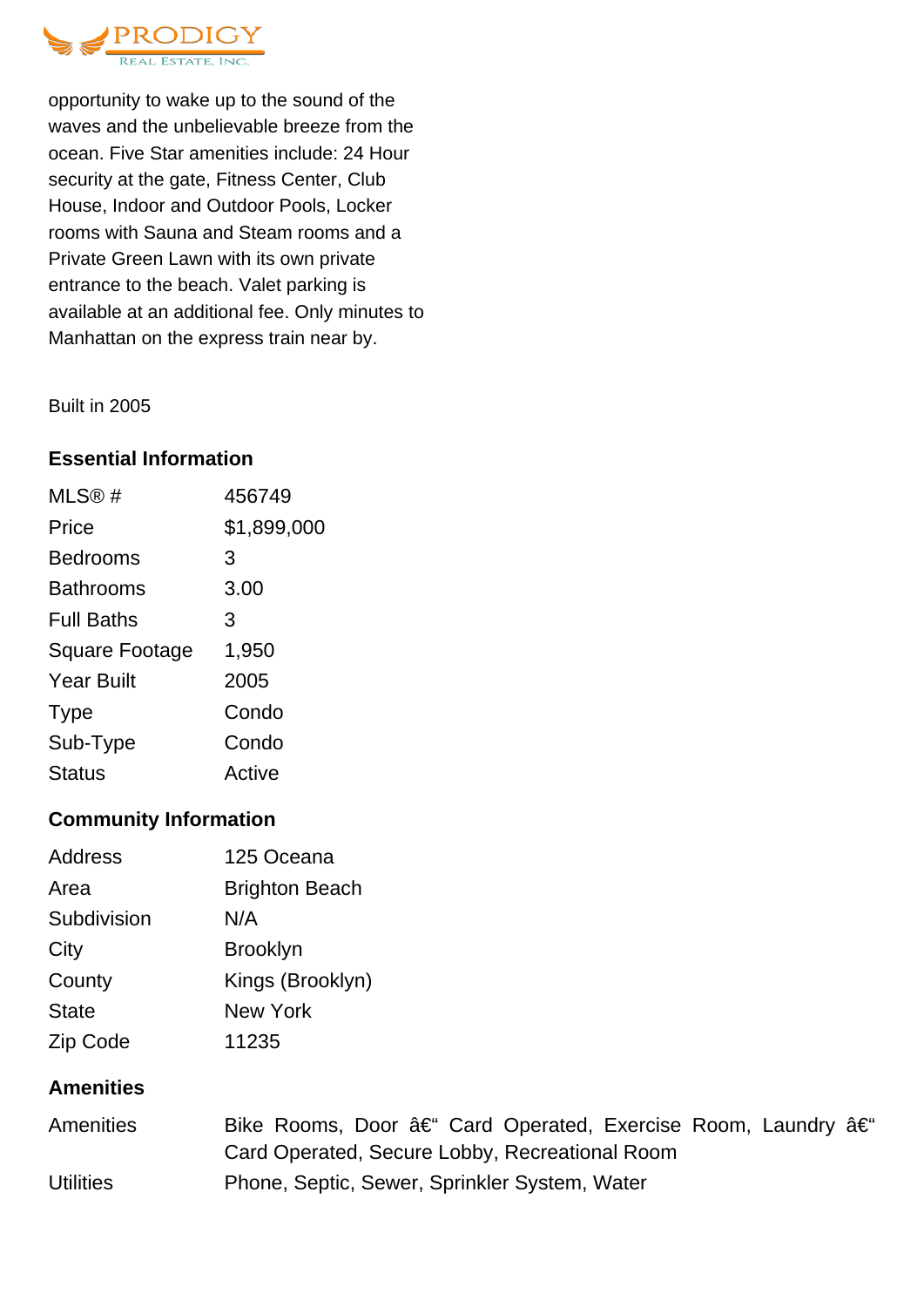opportunity to wake up to the sound of the waves and the unbelievable breeze from the ocean. Five Star amenities include: 24 Hour security at the gate, Fitness Center, Club House, Indoor and Outdoor Pools, Locker rooms with Sauna and Steam rooms and a Private Green Lawn with its own private entrance to the beach. Valet parking is available at an additional fee. Only minutes to Manhattan on the express train near by.

Built in 2005

### Essential Information

| | |
|---|---|
| MLS® # | 456749 |
| Price | $1,899,000 |
| Bedrooms | 3 |
| Bathrooms | 3.00 |
| Full Baths | 3 |
| Square Footage | 1,950 |
| Year Built | 2005 |
| Type | Condo |
| Sub-Type | Condo |
| Status | Active |

### Community Information

| | |
|---|---|
| Address | 125 Oceana |
| Area | Brighton Beach |
| Subdivision | N/A |
| City | Brooklyn |
| County | Kings (Brooklyn) |
| State | New York |
| Zip Code | 11235 |

### Amenities

| | |
|---|---|
| Amenities | Bike Rooms, Door â€“ Card Operated, Exercise Room, Laundry â€“ Card Operated, Secure Lobby, Recreational Room |
| Utilities | Phone, Septic, Sewer, Sprinkler System, Water |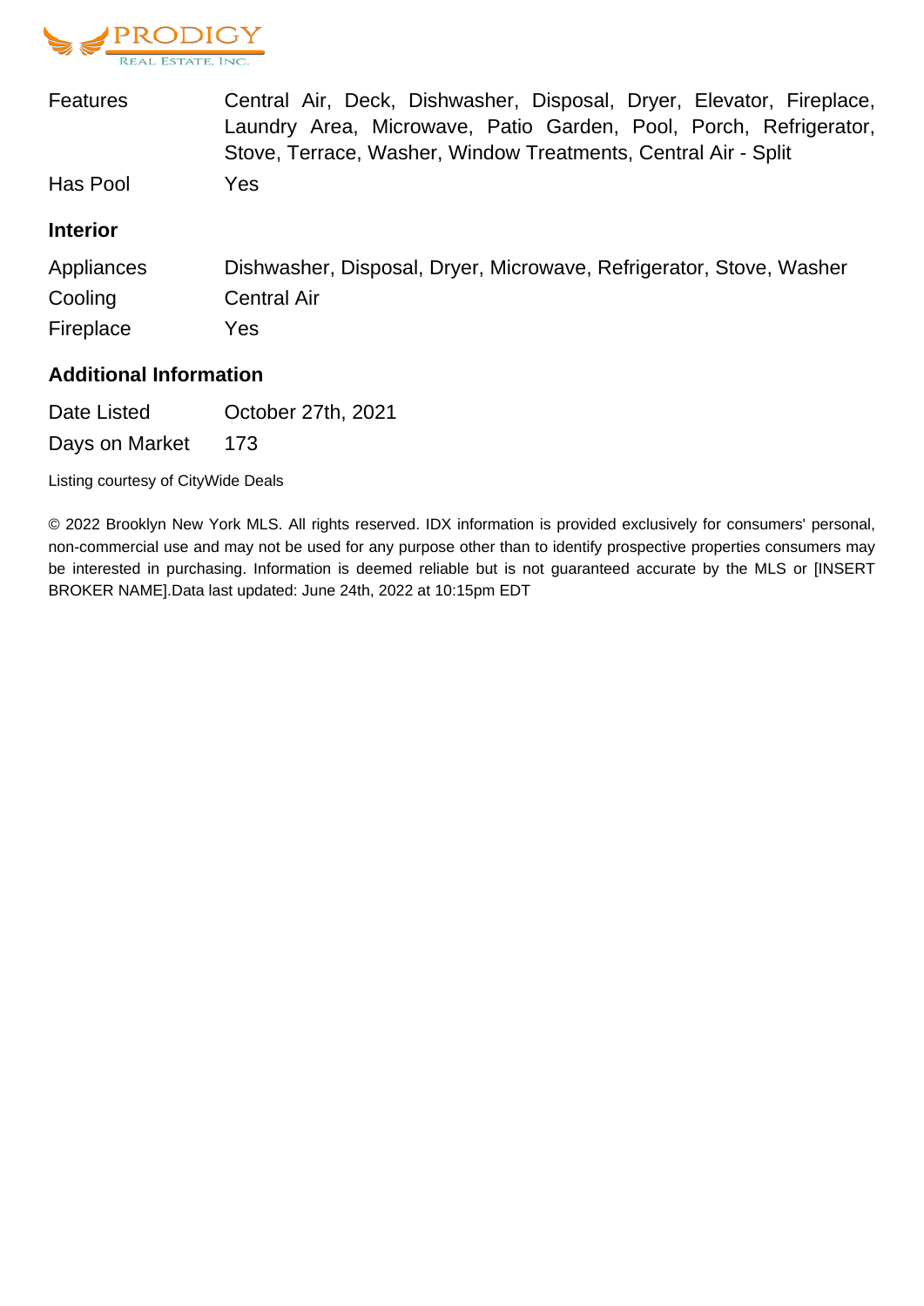| | |
|---|---|
| Features | Central Air, Deck, Dishwasher, Disposal, Dryer, Elevator, Fireplace, Laundry Area, Microwave, Patio Garden, Pool, Porch, Refrigerator, Stove, Terrace, Washer, Window Treatments, Central Air - Split |
| Has Pool | Yes |

### Interior

| | |
|---|---|
| Appliances | Dishwasher, Disposal, Dryer, Microwave, Refrigerator, Stove, Washer |
| Cooling | Central Air |
| Fireplace | Yes |

### Additional Information

| | |
|---|---|
| Date Listed | October 27th, 2021 |
| Days on Market | 173 |

Listing courtesy of CityWide Deals

© 2022 Brooklyn New York MLS. All rights reserved. IDX information is provided exclusively for consumers' personal, non-commercial use and may not be used for any purpose other than to identify prospective properties consumers may be interested in purchasing. Information is deemed reliable but is not guaranteed accurate by the MLS or [INSERT BROKER NAME].Data last updated: June 24th, 2022 at 10:15pm EDT